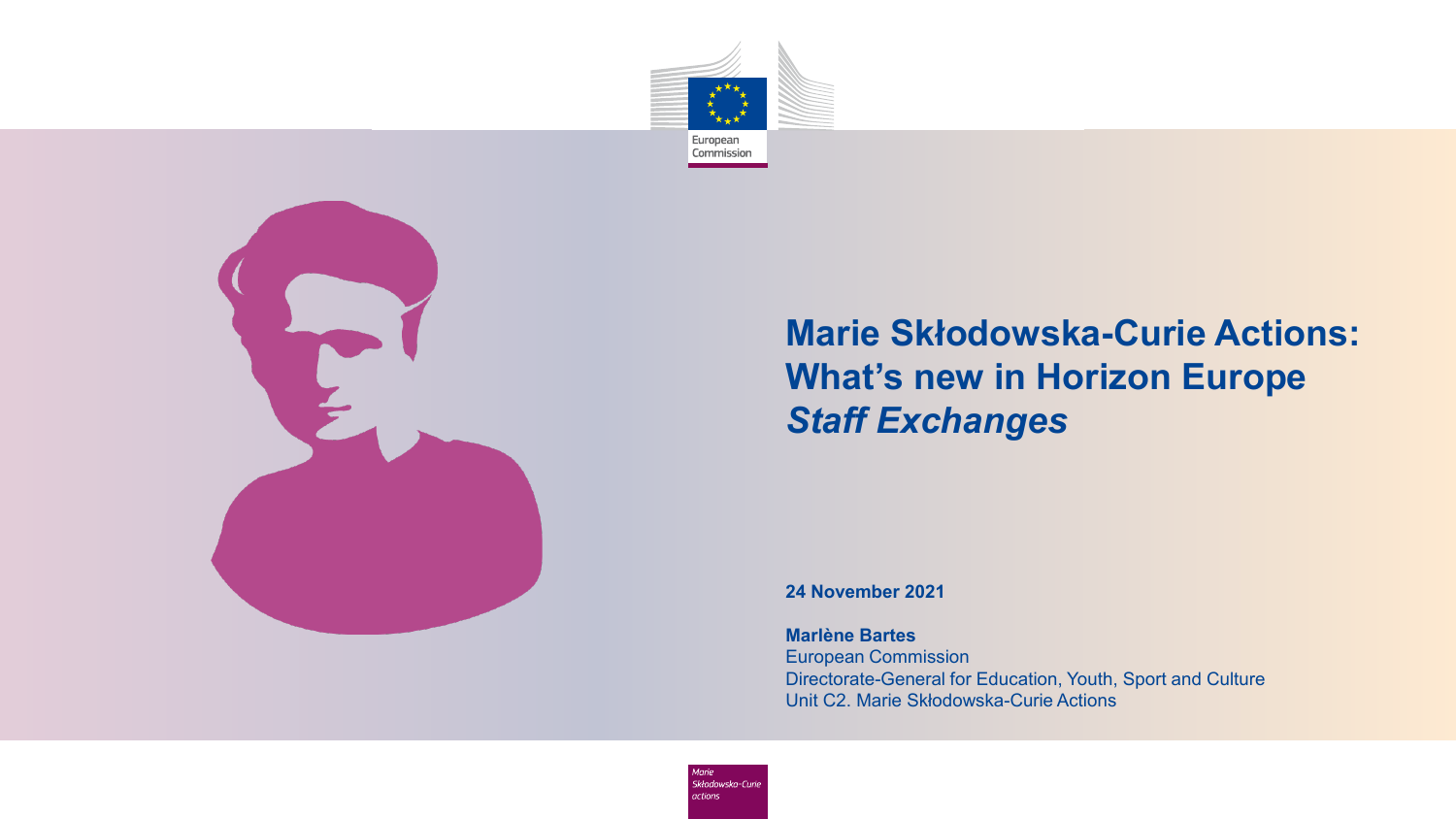European Commission

# Marie Skłodowska-Curie Actions: What's new in Horizon Europe *Staff Exchanges*

**24 November 2021**

**Marlène Bartes**
European Commission
Directorate-General for Education, Youth, Sport and Culture
Unit C2. Marie Skłodowska-Curie Actions

*Marie Skłodowska-Curie actions*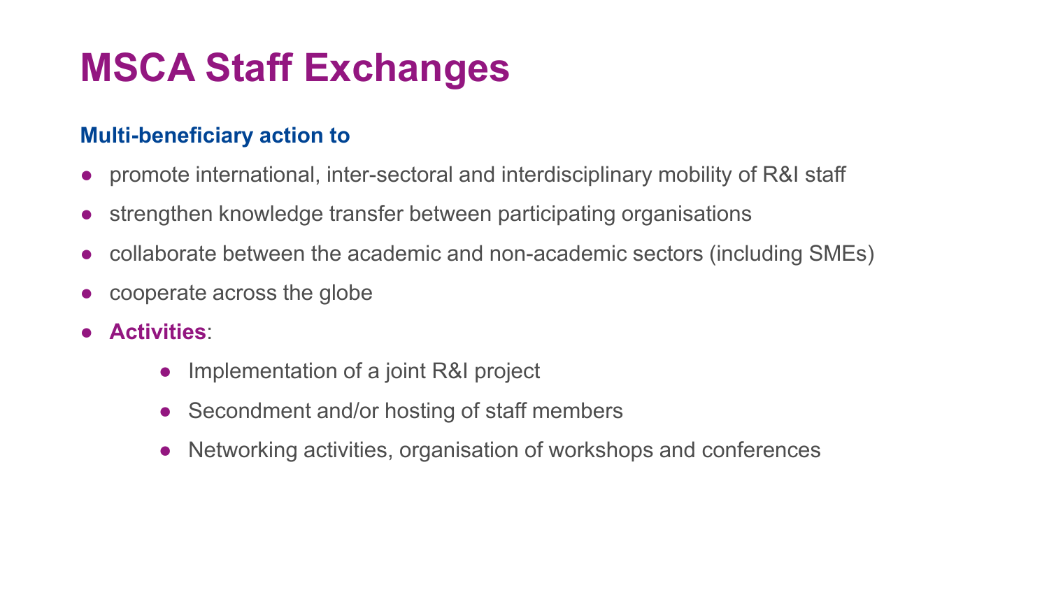# MSCA Staff Exchanges

**Multi-beneficiary action to**

- promote international, inter-sectoral and interdisciplinary mobility of R&I staff
- strengthen knowledge transfer between participating organisations
- collaborate between the academic and non-academic sectors (including SMEs)
- cooperate across the globe
- **Activities**:
  - Implementation of a joint R&I project
  - Secondment and/or hosting of staff members
  - Networking activities, organisation of workshops and conferences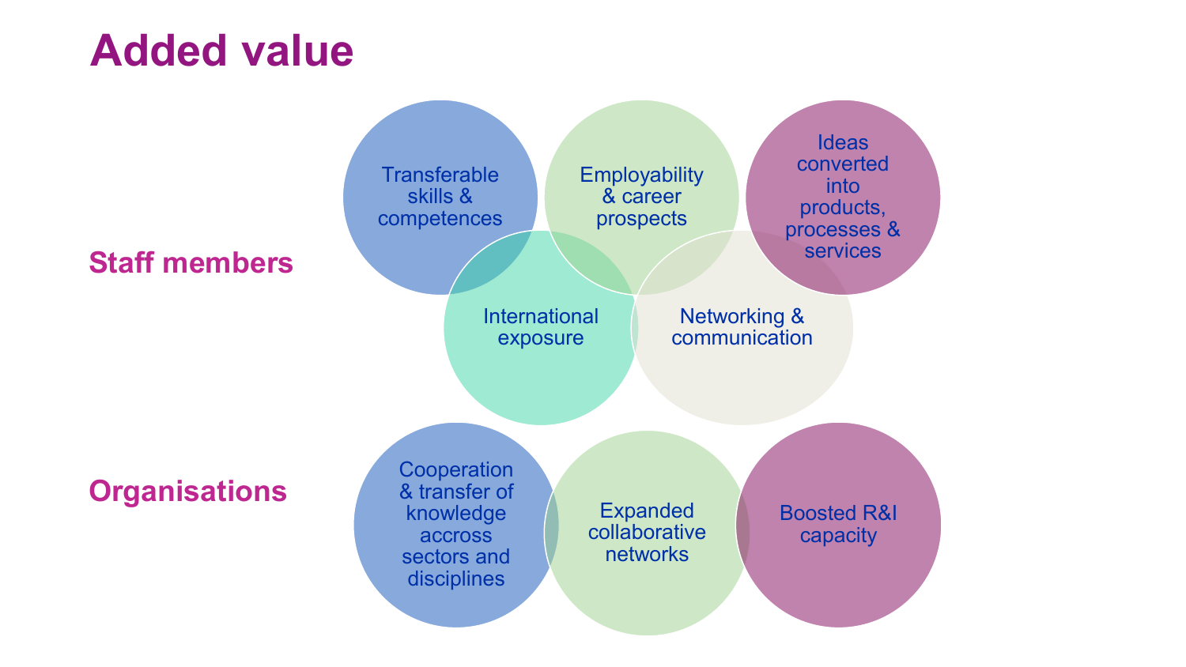# Added value

## Staff members

- Transferable skills & competences
- Employability & career prospects
- Ideas converted into products, processes & services
- International exposure
- Networking & communication

## Organisations

- Cooperation & transfer of knowledge accross sectors and disciplines
- Expanded collaborative networks
- Boosted R&I capacity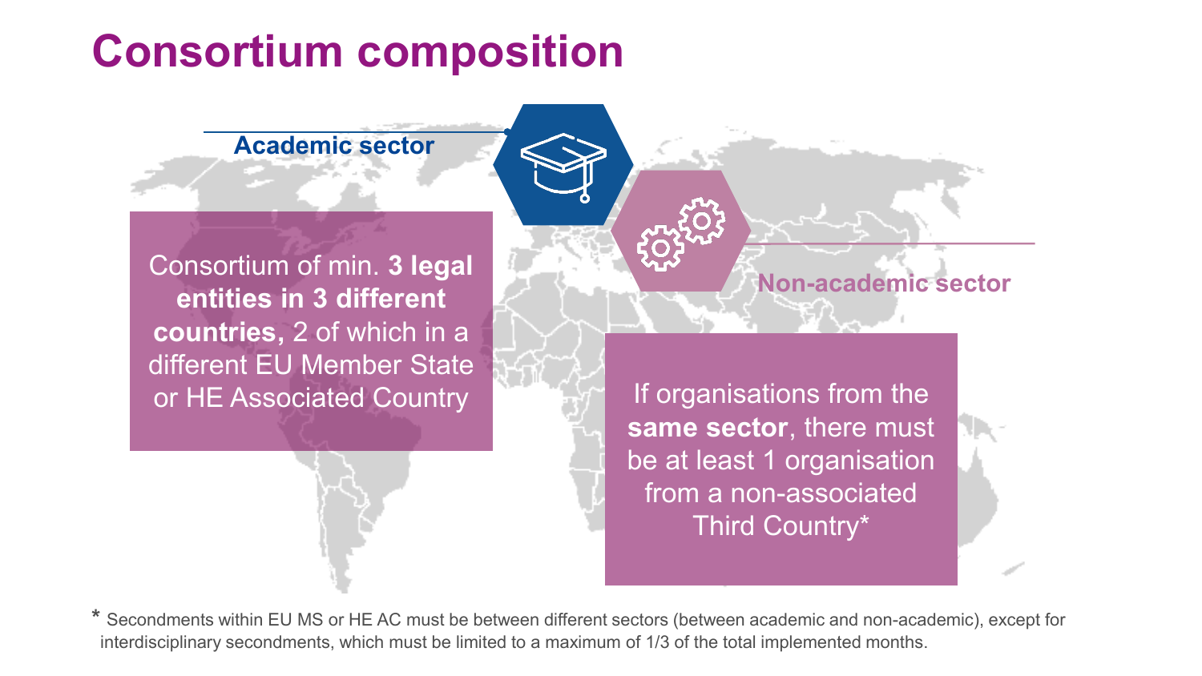# Consortium composition

### Academic sector

Consortium of min. **3 legal entities in 3 different countries,** 2 of which in a different EU Member State or HE Associated Country

### Non-academic sector

If organisations from the **same sector**, there must be at least 1 organisation from a non-associated Third Country*

* Secondments within EU MS or HE AC must be between different sectors (between academic and non-academic), except for interdisciplinary secondments, which must be limited to a maximum of 1/3 of the total implemented months.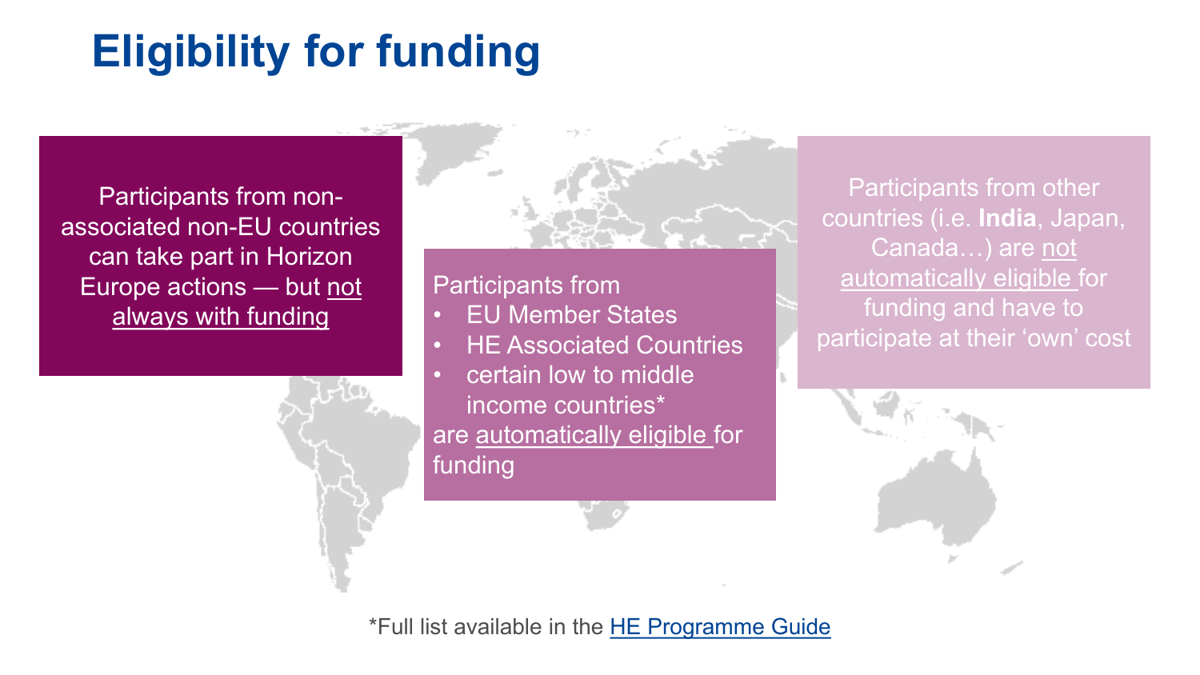# Eligibility for funding

Participants from non-associated non-EU countries can take part in Horizon Europe actions — but not always with funding

Participants from

- EU Member States
- HE Associated Countries
- certain low to middle income countries*

are automatically eligible for funding

Participants from other countries (i.e. **India**, Japan, Canada…) are not automatically eligible for funding and have to participate at their 'own' cost

*Full list available in the [HE Programme Guide]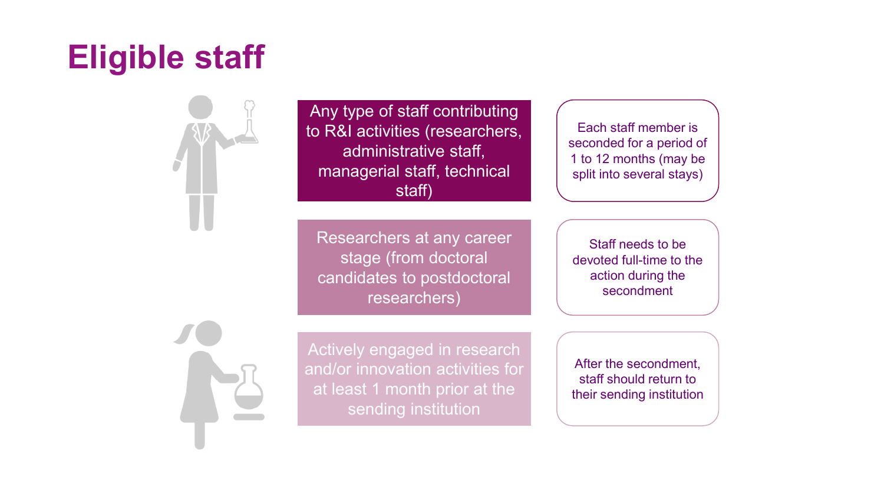# Eligible staff

- Any type of staff contributing to R&I activities (researchers, administrative staff, managerial staff, technical staff)
- Researchers at any career stage (from doctoral candidates to postdoctoral researchers)
- Actively engaged in research and/or innovation activities for at least 1 month prior at the sending institution

- Each staff member is seconded for a period of 1 to 12 months (may be split into several stays)
- Staff needs to be devoted full-time to the action during the secondment
- After the secondment, staff should return to their sending institution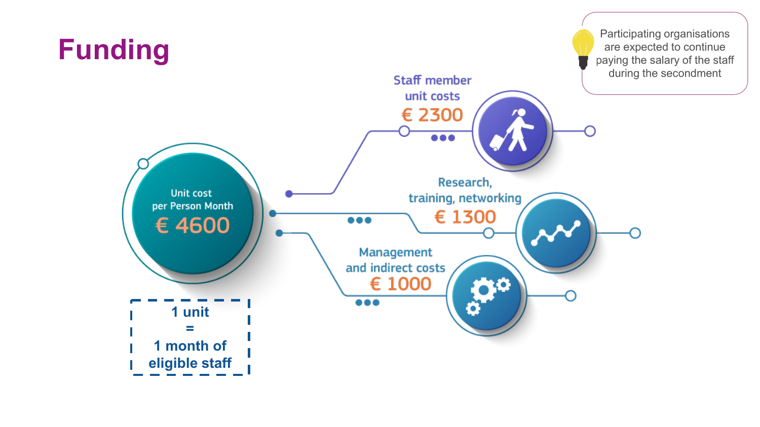# Funding

Participating organisations are expected to continue paying the salary of the staff during the secondment

Unit cost per Person Month

€ 4600

Staff member unit costs

€ 2300

Research, training, networking

€ 1300

Management and indirect costs

€ 1000

1 unit = 1 month of eligible staff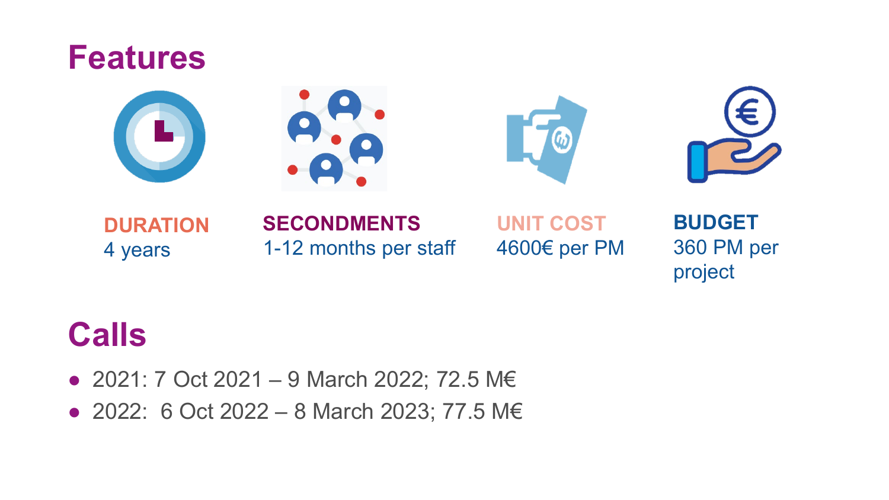# Features

**DURATION**
4 years

**SECONDMENTS**
1-12 months per staff

**UNIT COST**
4600€ per PM

**BUDGET**
360 PM per project

# Calls

- 2021: 7 Oct 2021 – 9 March 2022; 72.5 M€
- 2022: 6 Oct 2022 – 8 March 2023; 77.5 M€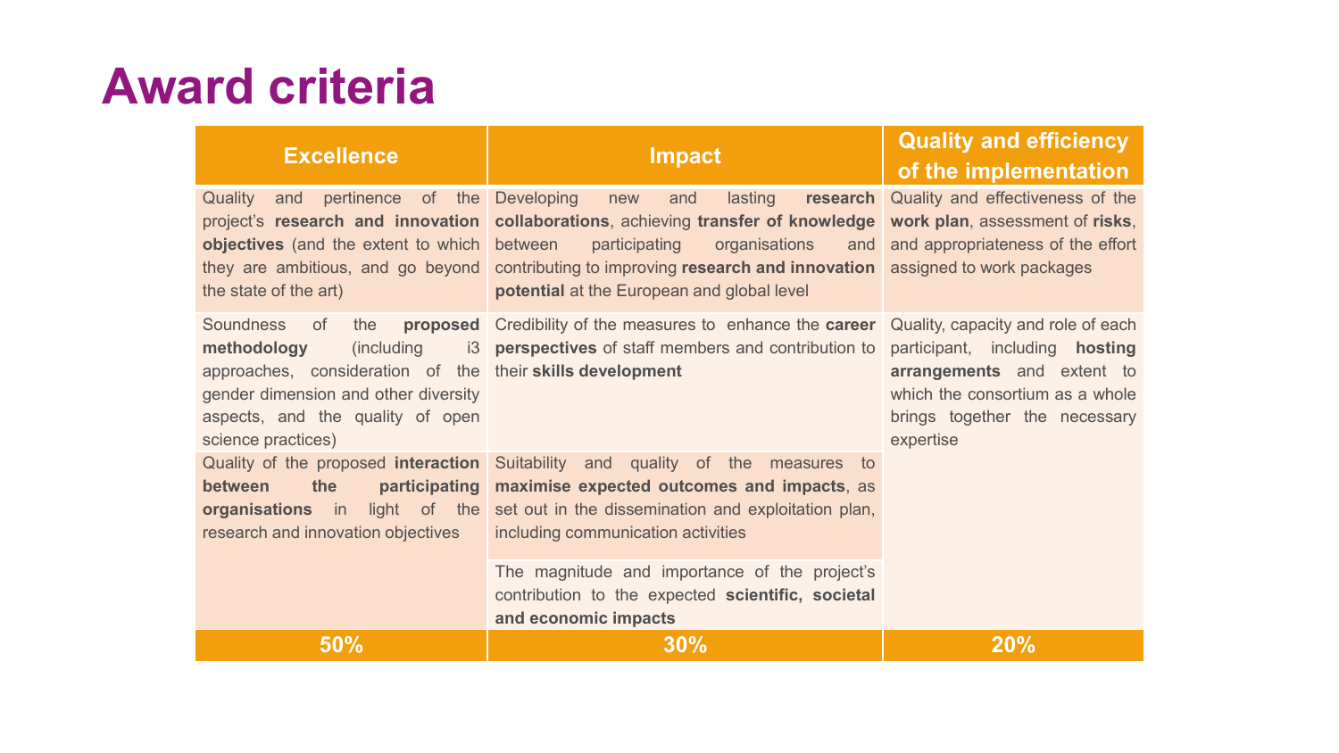# Award criteria

| Excellence | Impact | Quality and efficiency of the implementation |
|---|---|---|
| Quality and pertinence of the project's **research and innovation objectives** (and the extent to which they are ambitious, and go beyond the state of the art) | Developing new and lasting **research collaborations**, achieving **transfer of knowledge** between participating organisations and contributing to improving **research and innovation potential** at the European and global level | Quality and effectiveness of the **work plan**, assessment of **risks**, and appropriateness of the effort assigned to work packages |
| Soundness of the **proposed methodology** (including i3 approaches, consideration of the gender dimension and other diversity aspects, and the quality of open science practices) | Credibility of the measures to enhance the **career perspectives** of staff members and contribution to their **skills development** | Quality, capacity and role of each participant, including **hosting arrangements** and extent to which the consortium as a whole brings together the necessary expertise |
| Quality of the proposed **interaction between the participating organisations** in light of the research and innovation objectives | Suitability and quality of the measures to **maximise expected outcomes and impacts**, as set out in the dissemination and exploitation plan, including communication activities | |
| | The magnitude and importance of the project's contribution to the expected **scientific, societal and economic impacts** | |
| **50%** | **30%** | **20%** |